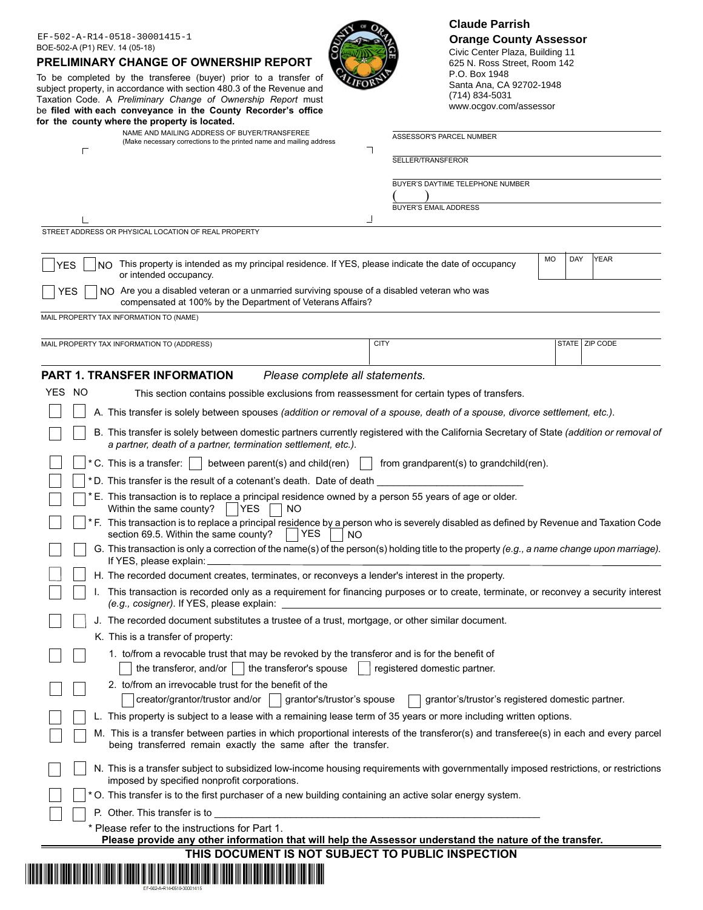EF-502-A-R14-0518-30001415-1

BOE-502-A (P1) REV. 14 (05-18)

# PRELIMINARY CHANGE OF OWNERSHIP REPORT

To be completed by the transferee (buyer) prior to a transfer of subject property, in accordance with section 480.3 of the Revenue and Taxation Code. A *Preliminary Change of Ownership Report* must be **filed with each conveyance in the County Recorder's office for the county where the property is located.**

**Claude Parrish**
**Orange County Assessor**
Civic Center Plaza, Building 11
625 N. Ross Street, Room 142
P.O. Box 1948
Santa Ana, CA 92702-1948
(714) 834-5031
www.ocgov.com/assessor

NAME AND MAILING ADDRESS OF BUYER/TRANSFEREE
(Make necessary corrections to the printed name and mailing address

ASSESSOR'S PARCEL NUMBER

SELLER/TRANSFEROR

BUYER'S DAYTIME TELEPHONE NUMBER
( )

BUYER'S EMAIL ADDRESS

STREET ADDRESS OR PHYSICAL LOCATION OF REAL PROPERTY

☐ YES ☐ NO This property is intended as my principal residence. If YES, please indicate the date of occupancy or intended occupancy.

| MO | DAY | YEAR |
|---|---|---|
| | | |

☐ YES ☐ NO Are you a disabled veteran or a unmarried surviving spouse of a disabled veteran who was compensated at 100% by the Department of Veterans Affairs?

MAIL PROPERTY TAX INFORMATION TO (NAME)

| MAIL PROPERTY TAX INFORMATION TO (ADDRESS) | CITY | STATE | ZIP CODE |
|---|---|---|---|
| | | | |

## PART 1. TRANSFER INFORMATION *Please complete all statements.*

YES NO This section contains possible exclusions from reassessment for certain types of transfers.

☐ ☐ A. This transfer is solely between spouses *(addition or removal of a spouse, death of a spouse, divorce settlement, etc.).*

☐ ☐ B. This transfer is solely between domestic partners currently registered with the California Secretary of State *(addition or removal of a partner, death of a partner, termination settlement, etc.).*

☐ ☐ * C. This is a transfer: ☐ between parent(s) and child(ren) ☐ from grandparent(s) to grandchild(ren).

☐ ☐ * D. This transfer is the result of a cotenant's death. Date of death ____________

☐ ☐ * E. This transaction is to replace a principal residence owned by a person 55 years of age or older. Within the same county? ☐ YES ☐ NO

☐ ☐ * F. This transaction is to replace a principal residence by a person who is severely disabled as defined by Revenue and Taxation Code section 69.5. Within the same county? ☐ YES ☐ NO

☐ ☐ G. This transaction is only a correction of the name(s) of the person(s) holding title to the property *(e.g., a name change upon marriage).* If YES, please explain: ____________

☐ ☐ H. The recorded document creates, terminates, or reconveys a lender's interest in the property.

☐ ☐ I. This transaction is recorded only as a requirement for financing purposes or to create, terminate, or reconvey a security interest *(e.g., cosigner).* If YES, please explain: ____________

☐ ☐ J. The recorded document substitutes a trustee of a trust, mortgage, or other similar document.

K. This is a transfer of property:

☐ ☐ 1. to/from a revocable trust that may be revoked by the transferor and is for the benefit of
☐ the transferor, and/or ☐ the transferor's spouse ☐ registered domestic partner.

☐ ☐ 2. to/from an irrevocable trust for the benefit of the
☐ creator/grantor/trustor and/or ☐ grantor's/trustor's spouse ☐ grantor's/trustor's registered domestic partner.

☐ ☐ L. This property is subject to a lease with a remaining lease term of 35 years or more including written options.

☐ ☐ M. This is a transfer between parties in which proportional interests of the transferor(s) and transferee(s) in each and every parcel being transferred remain exactly the same after the transfer.

☐ ☐ N. This is a transfer subject to subsidized low-income housing requirements with governmentally imposed restrictions, or restrictions imposed by specified nonprofit corporations.

☐ ☐ * O. This transfer is to the first purchaser of a new building containing an active solar energy system.

☐ ☐ P. Other. This transfer is to ____________

\* Please refer to the instructions for Part 1.

**Please provide any other information that will help the Assessor understand the nature of the transfer.**

**THIS DOCUMENT IS NOT SUBJECT TO PUBLIC INSPECTION**

EF-502-A-R14-0518-30001415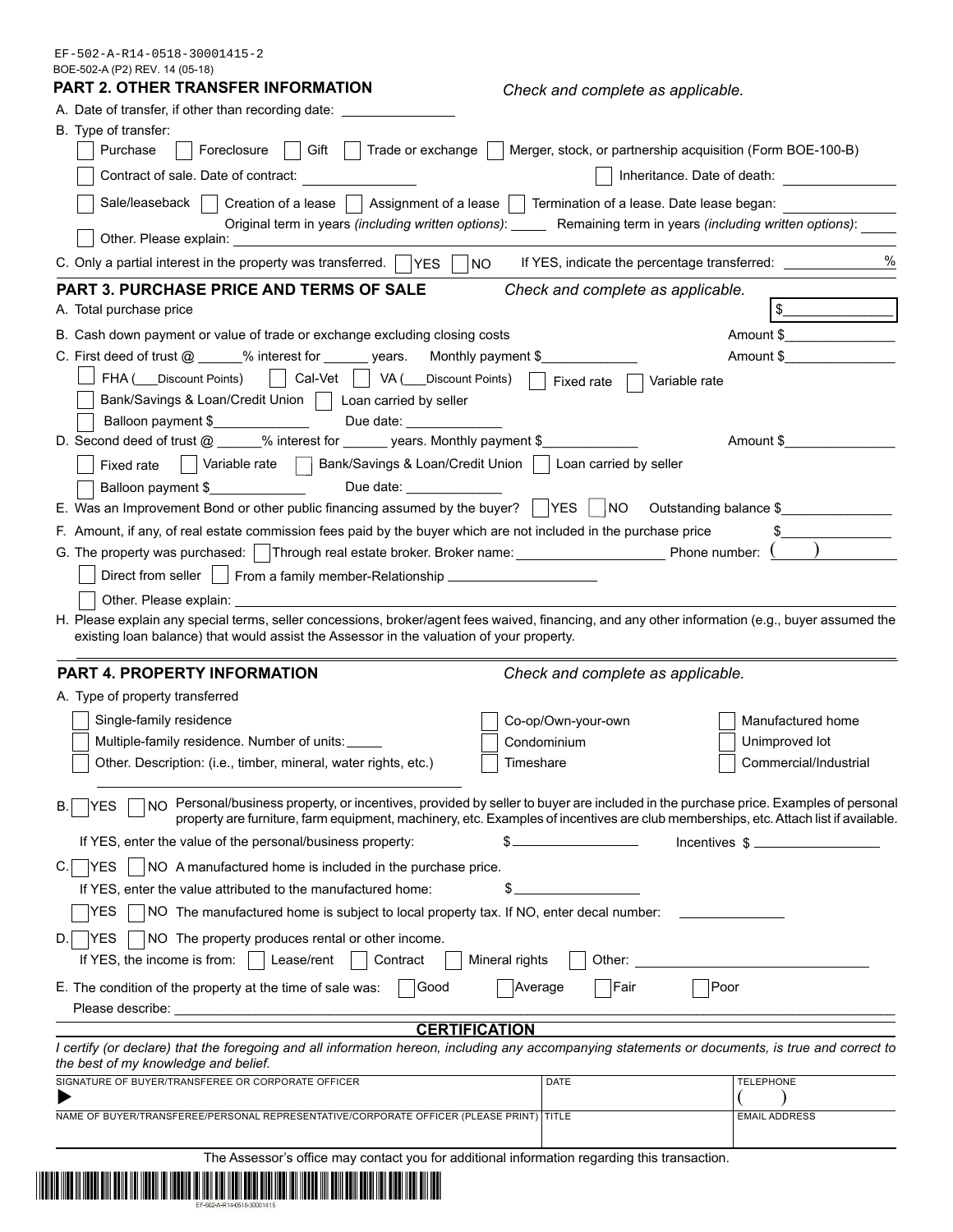EF-502-A-R14-0518-30001415-2
BOE-502-A (P2) REV. 14 (05-18)

## PART 2. OTHER TRANSFER INFORMATION

*Check and complete as applicable.*

A. Date of transfer, if other than recording date: ______________

B. Type of transfer:

☐ Purchase ☐ Foreclosure ☐ Gift ☐ Trade or exchange ☐ Merger, stock, or partnership acquisition (Form BOE-100-B)

☐ Contract of sale. Date of contract: ______________ ☐ Inheritance. Date of death: ______________

☐ Sale/leaseback ☐ Creation of a lease ☐ Assignment of a lease ☐ Termination of a lease. Date lease began: ______________

Original term in years *(including written options)*: _____ Remaining term in years *(including written options)*: _____

☐ Other. Please explain: ______________

C. Only a partial interest in the property was transferred. ☐ YES ☐ NO If YES, indicate the percentage transferred: ______________%

## PART 3. PURCHASE PRICE AND TERMS OF SALE

*Check and complete as applicable.*

A. Total purchase price $______________

B. Cash down payment or value of trade or exchange excluding closing costs Amount $______________

C. First deed of trust @ ______% interest for ______ years. Monthly payment $____________ Amount $______________

☐ FHA (___Discount Points) ☐ Cal-Vet ☐ VA (___Discount Points) ☐ Fixed rate ☐ Variable rate

☐ Bank/Savings & Loan/Credit Union ☐ Loan carried by seller

☐ Balloon payment $____________ Due date: ____________

D. Second deed of trust @ ______% interest for ______ years. Monthly payment $____________ Amount $______________

☐ Fixed rate ☐ Variable rate ☐ Bank/Savings & Loan/Credit Union ☐ Loan carried by seller

☐ Balloon payment $____________ Due date: ____________

E. Was an Improvement Bond or other public financing assumed by the buyer? ☐ YES ☐ NO Outstanding balance $______________

F. Amount, if any, of real estate commission fees paid by the buyer which are not included in the purchase price $______________

G. The property was purchased: ☐ Through real estate broker. Broker name: ______________ Phone number: ( )

☐ Direct from seller ☐ From a family member-Relationship ______________

☐ Other. Please explain: ______________

H. Please explain any special terms, seller concessions, broker/agent fees waived, financing, and any other information (e.g., buyer assumed the existing loan balance) that would assist the Assessor in the valuation of your property.

______________

## PART 4. PROPERTY INFORMATION

*Check and complete as applicable.*

A. Type of property transferred

☐ Single-family residence ☐ Co-op/Own-your-own ☐ Manufactured home

☐ Multiple-family residence. Number of units: _____ ☐ Condominium ☐ Unimproved lot

☐ Other. Description: (i.e., timber, mineral, water rights, etc.) ☐ Timeshare ☐ Commercial/Industrial

______________

B. ☐ YES ☐ NO Personal/business property, or incentives, provided by seller to buyer are included in the purchase price. Examples of personal property are furniture, farm equipment, machinery, etc. Examples of incentives are club memberships, etc. Attach list if available.

If YES, enter the value of the personal/business property: $______________ Incentives $______________

C. ☐ YES ☐ NO A manufactured home is included in the purchase price.

If YES, enter the value attributed to the manufactured home: $______________

☐ YES ☐ NO The manufactured home is subject to local property tax. If NO, enter decal number: ______________

D. ☐ YES ☐ NO The property produces rental or other income.

If YES, the income is from: ☐ Lease/rent ☐ Contract ☐ Mineral rights ☐ Other: ______________

E. The condition of the property at the time of sale was: ☐ Good ☐ Average ☐ Fair ☐ Poor

Please describe: ______________

## CERTIFICATION

*I certify (or declare) that the foregoing and all information hereon, including any accompanying statements or documents, is true and correct to the best of my knowledge and belief.*

| SIGNATURE OF BUYER/TRANSFEREE OR CORPORATE OFFICER | DATE | TELEPHONE |
|---|---|---|
| ▶ | | ( ) |
| NAME OF BUYER/TRANSFEREE/PERSONAL REPRESENTATIVE/CORPORATE OFFICER (PLEASE PRINT) | TITLE | EMAIL ADDRESS |
| | | |

The Assessor's office may contact you for additional information regarding this transaction.

EF-502-A-R14-0518-30001415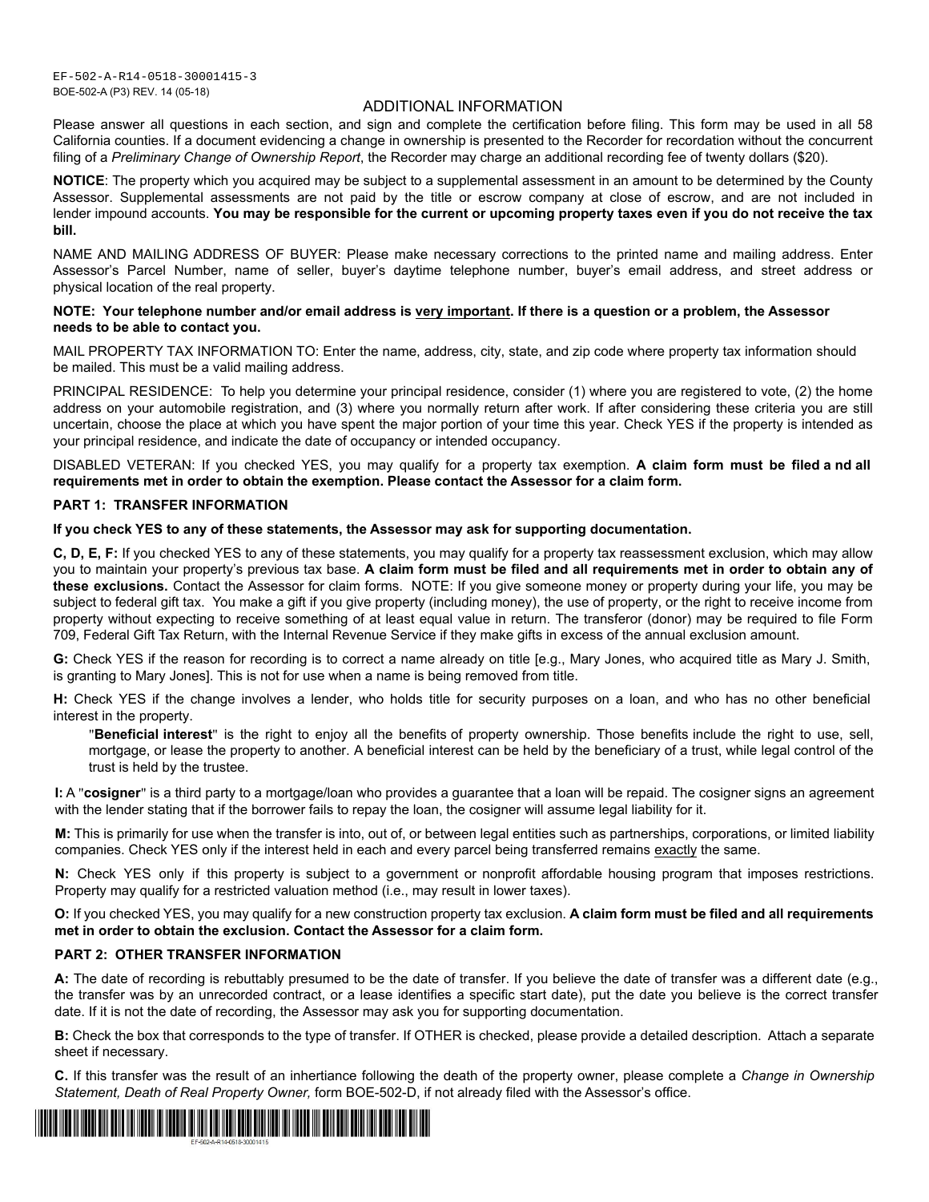EF-502-A-R14-0518-30001415-3

BOE-502-A (P3) REV. 14 (05-18)

# ADDITIONAL INFORMATION

Please answer all questions in each section, and sign and complete the certification before filing. This form may be used in all 58 California counties. If a document evidencing a change in ownership is presented to the Recorder for recordation without the concurrent filing of a *Preliminary Change of Ownership Report*, the Recorder may charge an additional recording fee of twenty dollars ($20).

**NOTICE**: The property which you acquired may be subject to a supplemental assessment in an amount to be determined by the County Assessor. Supplemental assessments are not paid by the title or escrow company at close of escrow, and are not included in lender impound accounts. **You may be responsible for the current or upcoming property taxes even if you do not receive the tax bill.**

NAME AND MAILING ADDRESS OF BUYER: Please make necessary corrections to the printed name and mailing address. Enter Assessor's Parcel Number, name of seller, buyer's daytime telephone number, buyer's email address, and street address or physical location of the real property.

**NOTE: Your telephone number and/or email address is <u>very important</u>. If there is a question or a problem, the Assessor needs to be able to contact you.**

MAIL PROPERTY TAX INFORMATION TO: Enter the name, address, city, state, and zip code where property tax information should be mailed. This must be a valid mailing address.

PRINCIPAL RESIDENCE: To help you determine your principal residence, consider (1) where you are registered to vote, (2) the home address on your automobile registration, and (3) where you normally return after work. If after considering these criteria you are still uncertain, choose the place at which you have spent the major portion of your time this year. Check YES if the property is intended as your principal residence, and indicate the date of occupancy or intended occupancy.

DISABLED VETERAN: If you checked YES, you may qualify for a property tax exemption. **A claim form must be filed a nd all requirements met in order to obtain the exemption. Please contact the Assessor for a claim form.**

## PART 1: TRANSFER INFORMATION

**If you check YES to any of these statements, the Assessor may ask for supporting documentation.**

**C, D, E, F:** If you checked YES to any of these statements, you may qualify for a property tax reassessment exclusion, which may allow you to maintain your property's previous tax base. **A claim form must be filed and all requirements met in order to obtain any of these exclusions.** Contact the Assessor for claim forms. NOTE: If you give someone money or property during your life, you may be subject to federal gift tax. You make a gift if you give property (including money), the use of property, or the right to receive income from property without expecting to receive something of at least equal value in return. The transferor (donor) may be required to file Form 709, Federal Gift Tax Return, with the Internal Revenue Service if they make gifts in excess of the annual exclusion amount.

**G:** Check YES if the reason for recording is to correct a name already on title [e.g., Mary Jones, who acquired title as Mary J. Smith, is granting to Mary Jones]. This is not for use when a name is being removed from title.

**H:** Check YES if the change involves a lender, who holds title for security purposes on a loan, and who has no other beneficial interest in the property.

> "**Beneficial interest**" is the right to enjoy all the benefits of property ownership. Those benefits include the right to use, sell, mortgage, or lease the property to another. A beneficial interest can be held by the beneficiary of a trust, while legal control of the trust is held by the trustee.

**I:** A "**cosigner**" is a third party to a mortgage/loan who provides a guarantee that a loan will be repaid. The cosigner signs an agreement with the lender stating that if the borrower fails to repay the loan, the cosigner will assume legal liability for it.

**M:** This is primarily for use when the transfer is into, out of, or between legal entities such as partnerships, corporations, or limited liability companies. Check YES only if the interest held in each and every parcel being transferred remains <u>exactly</u> the same.

**N:** Check YES only if this property is subject to a government or nonprofit affordable housing program that imposes restrictions. Property may qualify for a restricted valuation method (i.e., may result in lower taxes).

**O:** If you checked YES, you may qualify for a new construction property tax exclusion. **A claim form must be filed and all requirements met in order to obtain the exclusion. Contact the Assessor for a claim form.**

## PART 2: OTHER TRANSFER INFORMATION

**A:** The date of recording is rebuttably presumed to be the date of transfer. If you believe the date of transfer was a different date (e.g., the transfer was by an unrecorded contract, or a lease identifies a specific start date), put the date you believe is the correct transfer date. If it is not the date of recording, the Assessor may ask you for supporting documentation.

**B:** Check the box that corresponds to the type of transfer. If OTHER is checked, please provide a detailed description. Attach a separate sheet if necessary.

**C.** If this transfer was the result of an inhertiance following the death of the property owner, please complete a *Change in Ownership Statement, Death of Real Property Owner,* form BOE-502-D, if not already filed with the Assessor's office.

EF-502-A-R14-0518-30001415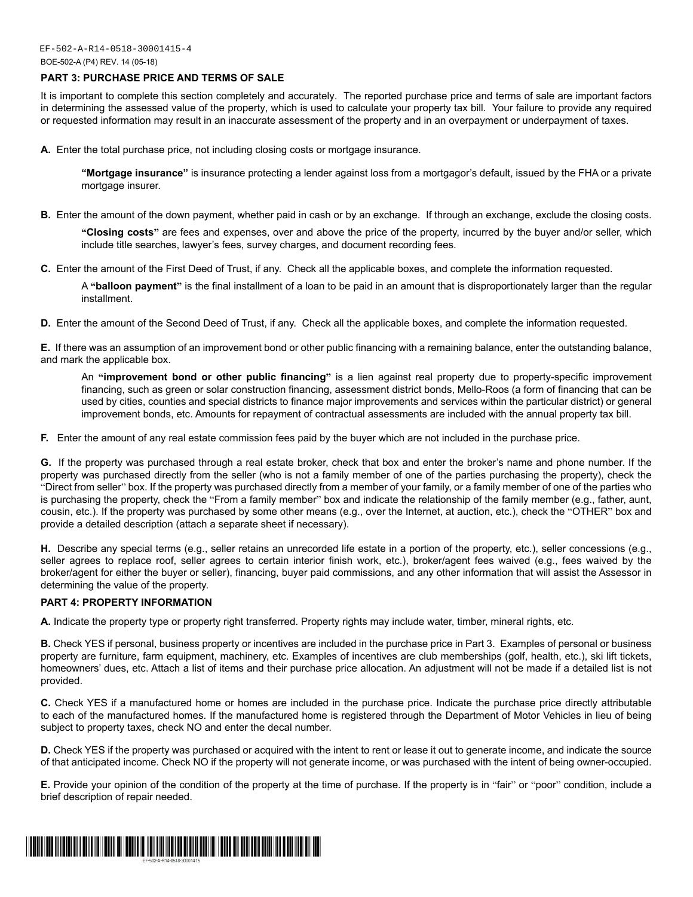## PART 3: PURCHASE PRICE AND TERMS OF SALE

It is important to complete this section completely and accurately. The reported purchase price and terms of sale are important factors in determining the assessed value of the property, which is used to calculate your property tax bill. Your failure to provide any required or requested information may result in an inaccurate assessment of the property and in an overpayment or underpayment of taxes.

**A.** Enter the total purchase price, not including closing costs or mortgage insurance.

> **"Mortgage insurance"** is insurance protecting a lender against loss from a mortgagor's default, issued by the FHA or a private mortgage insurer.

**B.** Enter the amount of the down payment, whether paid in cash or by an exchange. If through an exchange, exclude the closing costs.

> **"Closing costs"** are fees and expenses, over and above the price of the property, incurred by the buyer and/or seller, which include title searches, lawyer's fees, survey charges, and document recording fees.

**C.** Enter the amount of the First Deed of Trust, if any. Check all the applicable boxes, and complete the information requested.

> A **"balloon payment"** is the final installment of a loan to be paid in an amount that is disproportionately larger than the regular installment.

**D.** Enter the amount of the Second Deed of Trust, if any. Check all the applicable boxes, and complete the information requested.

**E.** If there was an assumption of an improvement bond or other public financing with a remaining balance, enter the outstanding balance, and mark the applicable box.

> An **"improvement bond or other public financing"** is a lien against real property due to property-specific improvement financing, such as green or solar construction financing, assessment district bonds, Mello-Roos (a form of financing that can be used by cities, counties and special districts to finance major improvements and services within the particular district) or general improvement bonds, etc. Amounts for repayment of contractual assessments are included with the annual property tax bill.

**F.** Enter the amount of any real estate commission fees paid by the buyer which are not included in the purchase price.

**G.** If the property was purchased through a real estate broker, check that box and enter the broker's name and phone number. If the property was purchased directly from the seller (who is not a family member of one of the parties purchasing the property), check the "Direct from seller" box. If the property was purchased directly from a member of your family, or a family member of one of the parties who is purchasing the property, check the "From a family member" box and indicate the relationship of the family member (e.g., father, aunt, cousin, etc.). If the property was purchased by some other means (e.g., over the Internet, at auction, etc.), check the "OTHER" box and provide a detailed description (attach a separate sheet if necessary).

**H.** Describe any special terms (e.g., seller retains an unrecorded life estate in a portion of the property, etc.), seller concessions (e.g., seller agrees to replace roof, seller agrees to certain interior finish work, etc.), broker/agent fees waived (e.g., fees waived by the broker/agent for either the buyer or seller), financing, buyer paid commissions, and any other information that will assist the Assessor in determining the value of the property.

## PART 4: PROPERTY INFORMATION

**A.** Indicate the property type or property right transferred. Property rights may include water, timber, mineral rights, etc.

**B.** Check YES if personal, business property or incentives are included in the purchase price in Part 3. Examples of personal or business property are furniture, farm equipment, machinery, etc. Examples of incentives are club memberships (golf, health, etc.), ski lift tickets, homeowners' dues, etc. Attach a list of items and their purchase price allocation. An adjustment will not be made if a detailed list is not provided.

**C.** Check YES if a manufactured home or homes are included in the purchase price. Indicate the purchase price directly attributable to each of the manufactured homes. If the manufactured home is registered through the Department of Motor Vehicles in lieu of being subject to property taxes, check NO and enter the decal number.

**D.** Check YES if the property was purchased or acquired with the intent to rent or lease it out to generate income, and indicate the source of that anticipated income. Check NO if the property will not generate income, or was purchased with the intent of being owner-occupied.

**E.** Provide your opinion of the condition of the property at the time of purchase. If the property is in "fair" or "poor" condition, include a brief description of repair needed.